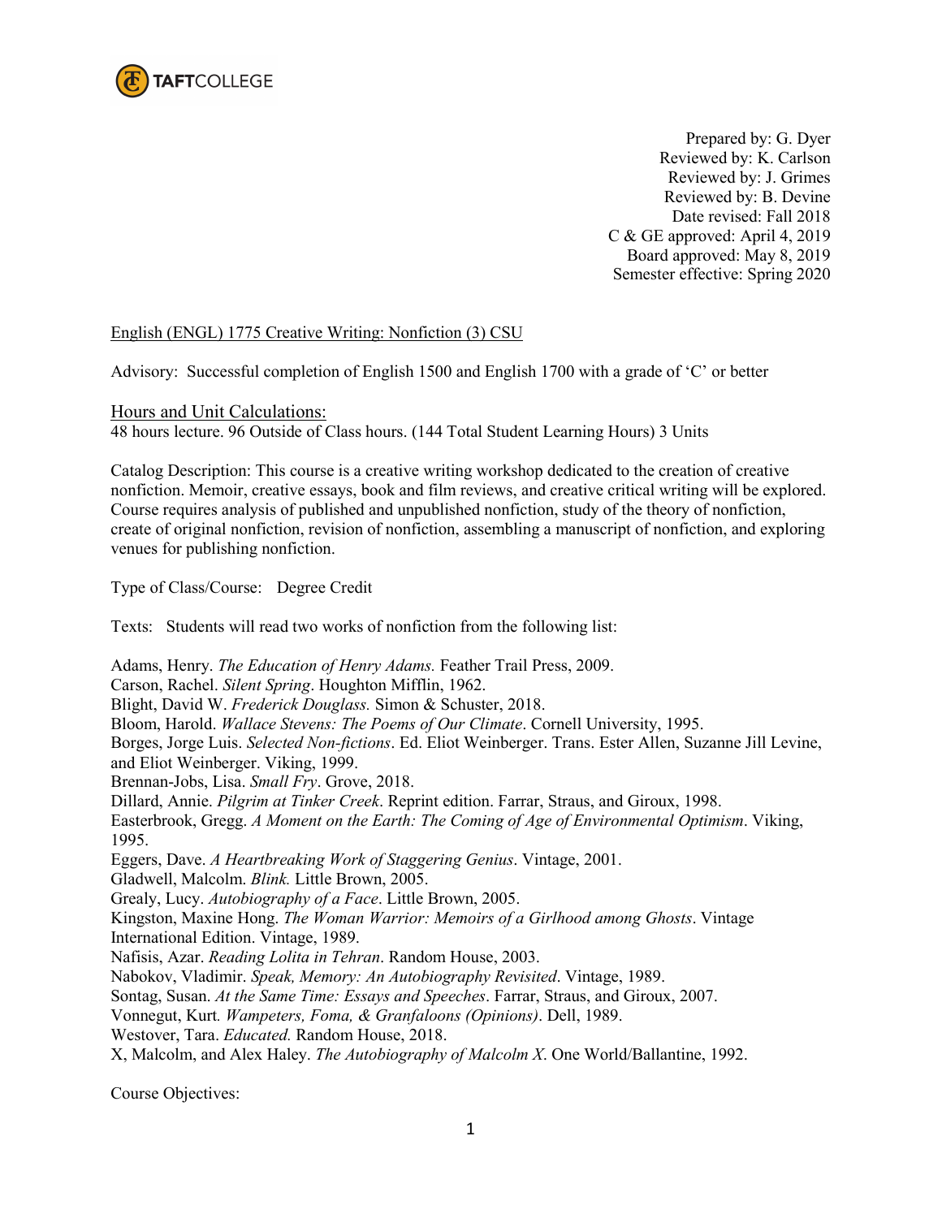TAFTCOLLEGE

Prepared by: G. Dyer
Reviewed by: K. Carlson
Reviewed by: J. Grimes
Reviewed by: B. Devine
Date revised: Fall 2018
C & GE approved: April 4, 2019
Board approved: May 8, 2019
Semester effective: Spring 2020

English (ENGL) 1775 Creative Writing: Nonfiction (3) CSU

Advisory: Successful completion of English 1500 and English 1700 with a grade of 'C' or better

## Hours and Unit Calculations:

48 hours lecture. 96 Outside of Class hours. (144 Total Student Learning Hours) 3 Units

Catalog Description: This course is a creative writing workshop dedicated to the creation of creative nonfiction. Memoir, creative essays, book and film reviews, and creative critical writing will be explored. Course requires analysis of published and unpublished nonfiction, study of the theory of nonfiction, create of original nonfiction, revision of nonfiction, assembling a manuscript of nonfiction, and exploring venues for publishing nonfiction.

Type of Class/Course: Degree Credit

Texts: Students will read two works of nonfiction from the following list:

Adams, Henry. *The Education of Henry Adams.* Feather Trail Press, 2009.
Carson, Rachel. *Silent Spring*. Houghton Mifflin, 1962.
Blight, David W. *Frederick Douglass.* Simon & Schuster, 2018.
Bloom, Harold. *Wallace Stevens: The Poems of Our Climate*. Cornell University, 1995.
Borges, Jorge Luis. *Selected Non-fictions*. Ed. Eliot Weinberger. Trans. Ester Allen, Suzanne Jill Levine, and Eliot Weinberger. Viking, 1999.
Brennan-Jobs, Lisa. *Small Fry*. Grove, 2018.
Dillard, Annie. *Pilgrim at Tinker Creek*. Reprint edition. Farrar, Straus, and Giroux, 1998.
Easterbrook, Gregg. *A Moment on the Earth: The Coming of Age of Environmental Optimism*. Viking, 1995.
Eggers, Dave. *A Heartbreaking Work of Staggering Genius*. Vintage, 2001.
Gladwell, Malcolm. *Blink.* Little Brown, 2005.
Grealy, Lucy. *Autobiography of a Face*. Little Brown, 2005.
Kingston, Maxine Hong. *The Woman Warrior: Memoirs of a Girlhood among Ghosts*. Vintage International Edition. Vintage, 1989.
Nafisis, Azar. *Reading Lolita in Tehran*. Random House, 2003.
Nabokov, Vladimir. *Speak, Memory: An Autobiography Revisited*. Vintage, 1989.
Sontag, Susan. *At the Same Time: Essays and Speeches*. Farrar, Straus, and Giroux, 2007.
Vonnegut, Kurt. *Wampeters, Foma, & Granfaloons (Opinions)*. Dell, 1989.
Westover, Tara. *Educated.* Random House, 2018.
X, Malcolm, and Alex Haley. *The Autobiography of Malcolm X.* One World/Ballantine, 1992.

Course Objectives: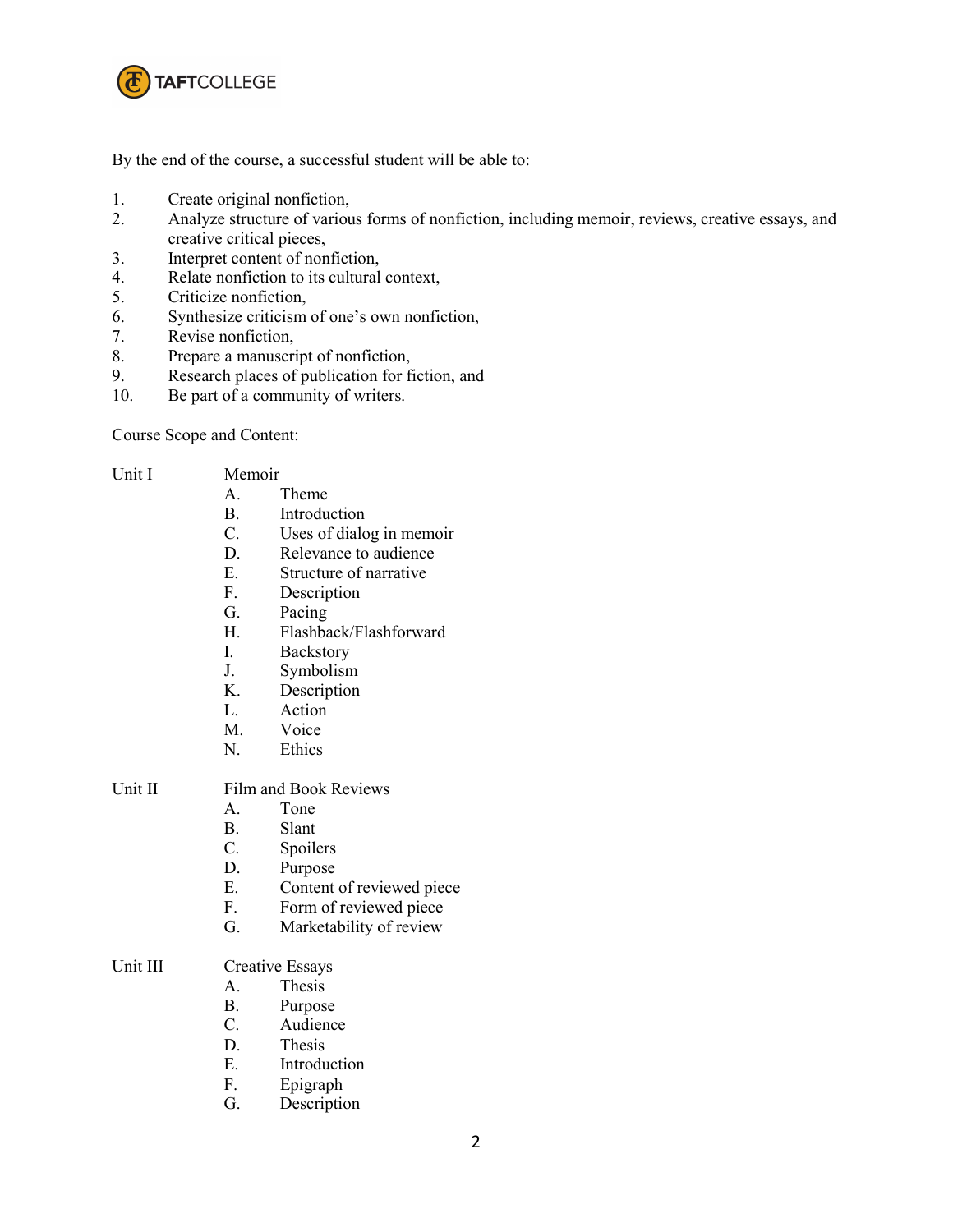By the end of the course, a successful student will be able to:

1. Create original nonfiction,
2. Analyze structure of various forms of nonfiction, including memoir, reviews, creative essays, and creative critical pieces,
3. Interpret content of nonfiction,
4. Relate nonfiction to its cultural context,
5. Criticize nonfiction,
6. Synthesize criticism of one's own nonfiction,
7. Revise nonfiction,
8. Prepare a manuscript of nonfiction,
9. Research places of publication for fiction, and
10. Be part of a community of writers.

Course Scope and Content:

Unit I Memoir

- A. Theme
- B. Introduction
- C. Uses of dialog in memoir
- D. Relevance to audience
- E. Structure of narrative
- F. Description
- G. Pacing
- H. Flashback/Flashforward
- I. Backstory
- J. Symbolism
- K. Description
- L. Action
- M. Voice
- N. Ethics

Unit II Film and Book Reviews

- A. Tone
- B. Slant
- C. Spoilers
- D. Purpose
- E. Content of reviewed piece
- F. Form of reviewed piece
- G. Marketability of review

Unit III Creative Essays

- A. Thesis
- B. Purpose
- C. Audience
- D. Thesis
- E. Introduction
- F. Epigraph
- G. Description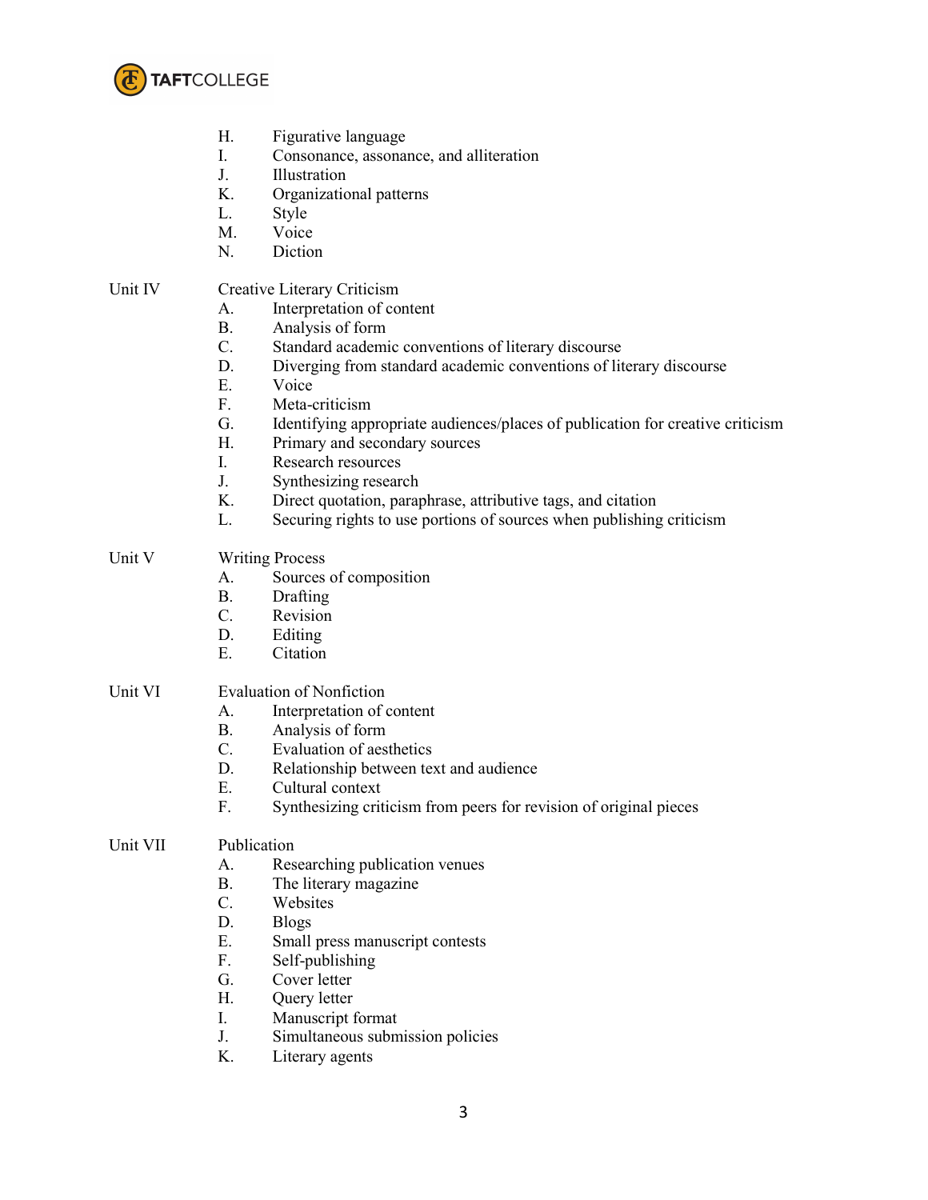H. Figurative language
I. Consonance, assonance, and alliteration
J. Illustration
K. Organizational patterns
L. Style
M. Voice
N. Diction

Unit IV Creative Literary Criticism
A. Interpretation of content
B. Analysis of form
C. Standard academic conventions of literary discourse
D. Diverging from standard academic conventions of literary discourse
E. Voice
F. Meta-criticism
G. Identifying appropriate audiences/places of publication for creative criticism
H. Primary and secondary sources
I. Research resources
J. Synthesizing research
K. Direct quotation, paraphrase, attributive tags, and citation
L. Securing rights to use portions of sources when publishing criticism

Unit V Writing Process
A. Sources of composition
B. Drafting
C. Revision
D. Editing
E. Citation

Unit VI Evaluation of Nonfiction
A. Interpretation of content
B. Analysis of form
C. Evaluation of aesthetics
D. Relationship between text and audience
E. Cultural context
F. Synthesizing criticism from peers for revision of original pieces

Unit VII Publication
A. Researching publication venues
B. The literary magazine
C. Websites
D. Blogs
E. Small press manuscript contests
F. Self-publishing
G. Cover letter
H. Query letter
I. Manuscript format
J. Simultaneous submission policies
K. Literary agents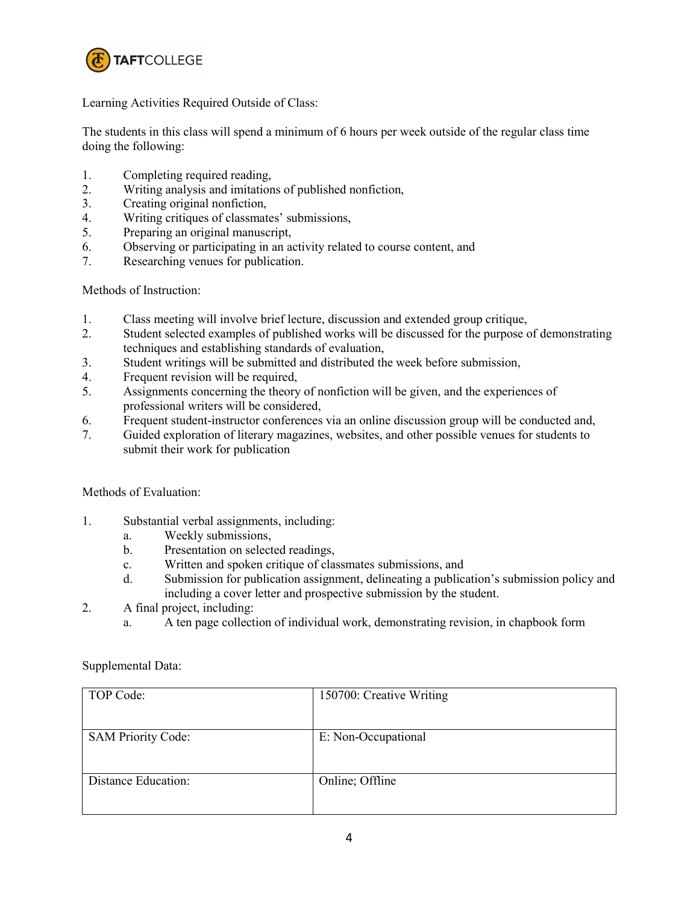Learning Activities Required Outside of Class:

The students in this class will spend a minimum of 6 hours per week outside of the regular class time doing the following:

1. Completing required reading,
2. Writing analysis and imitations of published nonfiction,
3. Creating original nonfiction,
4. Writing critiques of classmates' submissions,
5. Preparing an original manuscript,
6. Observing or participating in an activity related to course content, and
7. Researching venues for publication.

Methods of Instruction:

1. Class meeting will involve brief lecture, discussion and extended group critique,
2. Student selected examples of published works will be discussed for the purpose of demonstrating techniques and establishing standards of evaluation,
3. Student writings will be submitted and distributed the week before submission,
4. Frequent revision will be required,
5. Assignments concerning the theory of nonfiction will be given, and the experiences of professional writers will be considered,
6. Frequent student-instructor conferences via an online discussion group will be conducted and,
7. Guided exploration of literary magazines, websites, and other possible venues for students to submit their work for publication

Methods of Evaluation:

1. Substantial verbal assignments, including:
   a. Weekly submissions,
   b. Presentation on selected readings,
   c. Written and spoken critique of classmates submissions, and
   d. Submission for publication assignment, delineating a publication's submission policy and including a cover letter and prospective submission by the student.
2. A final project, including:
   a. A ten page collection of individual work, demonstrating revision, in chapbook form

Supplemental Data:

| | |
|---|---|
| TOP Code: | 150700: Creative Writing |
| SAM Priority Code: | E: Non-Occupational |
| Distance Education: | Online; Offline |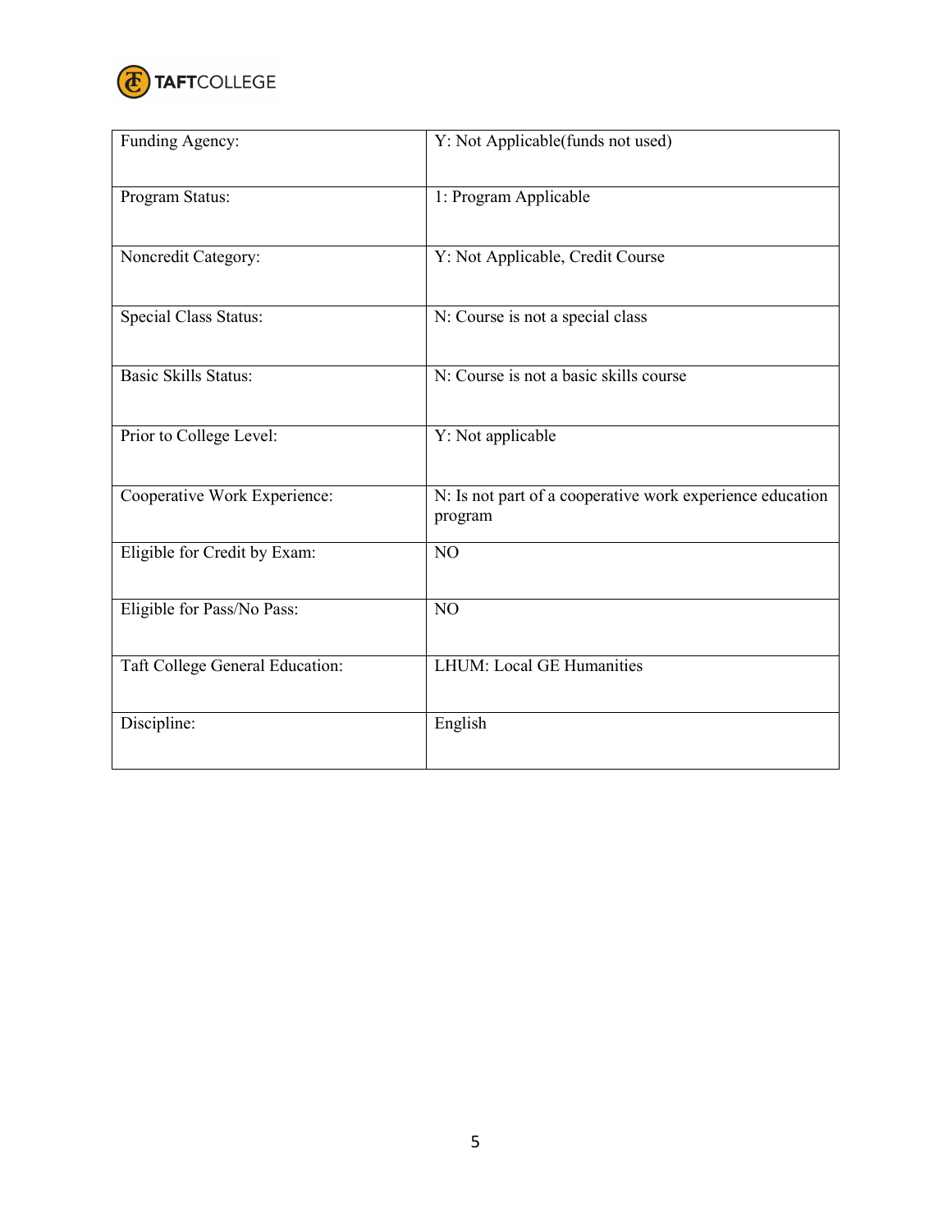| | |
|---|---|
| Funding Agency: | Y: Not Applicable(funds not used) |
| Program Status: | 1: Program Applicable |
| Noncredit Category: | Y: Not Applicable, Credit Course |
| Special Class Status: | N: Course is not a special class |
| Basic Skills Status: | N: Course is not a basic skills course |
| Prior to College Level: | Y: Not applicable |
| Cooperative Work Experience: | N: Is not part of a cooperative work experience education program |
| Eligible for Credit by Exam: | NO |
| Eligible for Pass/No Pass: | NO |
| Taft College General Education: | LHUM: Local GE Humanities |
| Discipline: | English |